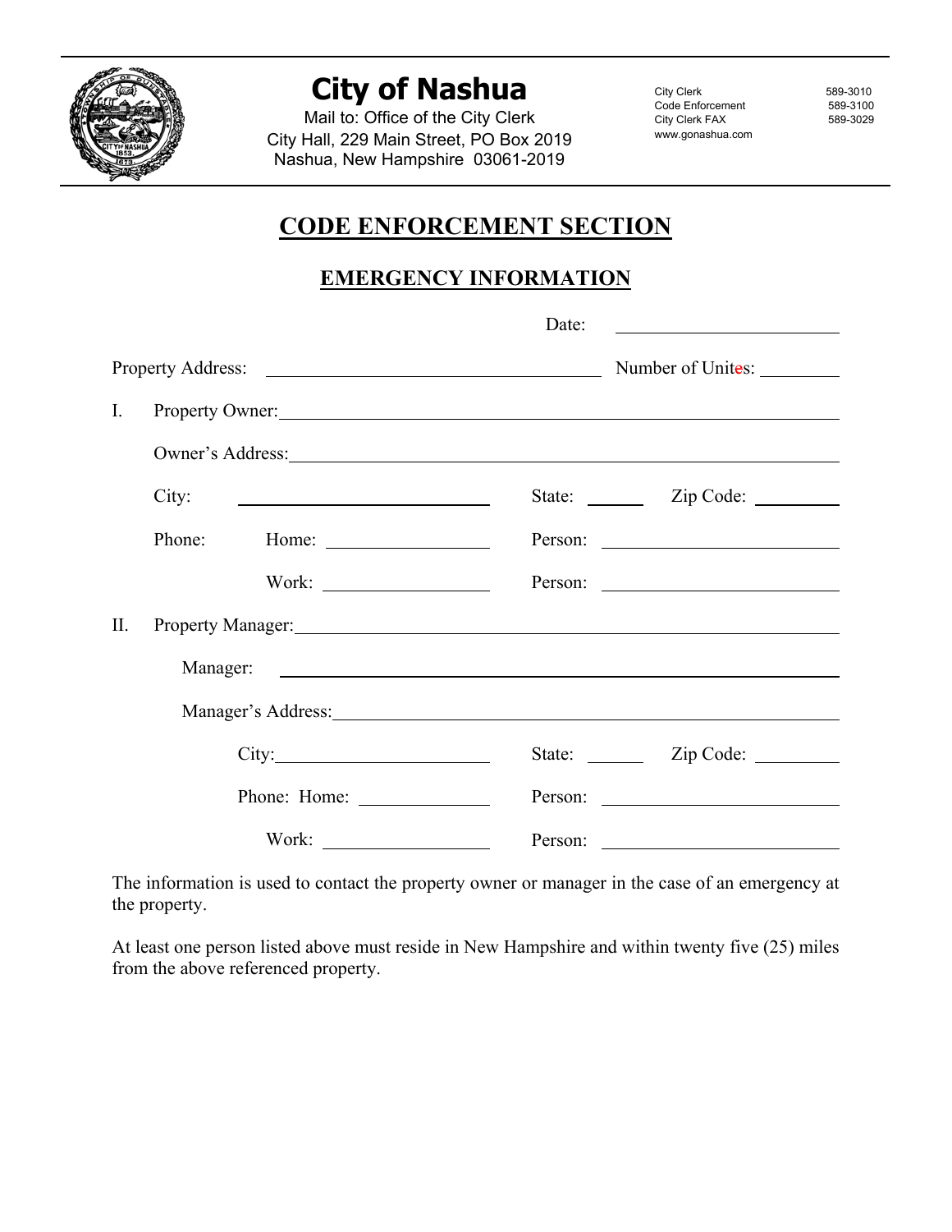# City of Nashua

Mail to: Office of the City Clerk
City Hall, 229 Main Street, PO Box 2019
Nashua, New Hampshire 03061-2019

City Clerk 589-3010
Code Enforcement 589-3100
City Clerk FAX 589-3029
www.gonashua.com

## CODE ENFORCEMENT SECTION

### EMERGENCY INFORMATION

Date: ______________________

Property Address: ________________________________ Number of Unites: ________

I. Property Owner: ____________________________________________

Owner's Address: ____________________________________________

City: ______________________ State: ______ Zip Code: ________

Phone: Home: ________________ Person: ______________________

Work: ________________ Person: ______________________

II. Property Manager: ____________________________________________

Manager: ____________________________________________

Manager's Address: ____________________________________________

City: ______________________ State: ______ Zip Code: ________

Phone: Home: ________________ Person: ______________________

Work: ________________ Person: ______________________

The information is used to contact the property owner or manager in the case of an emergency at the property.

At least one person listed above must reside in New Hampshire and within twenty five (25) miles from the above referenced property.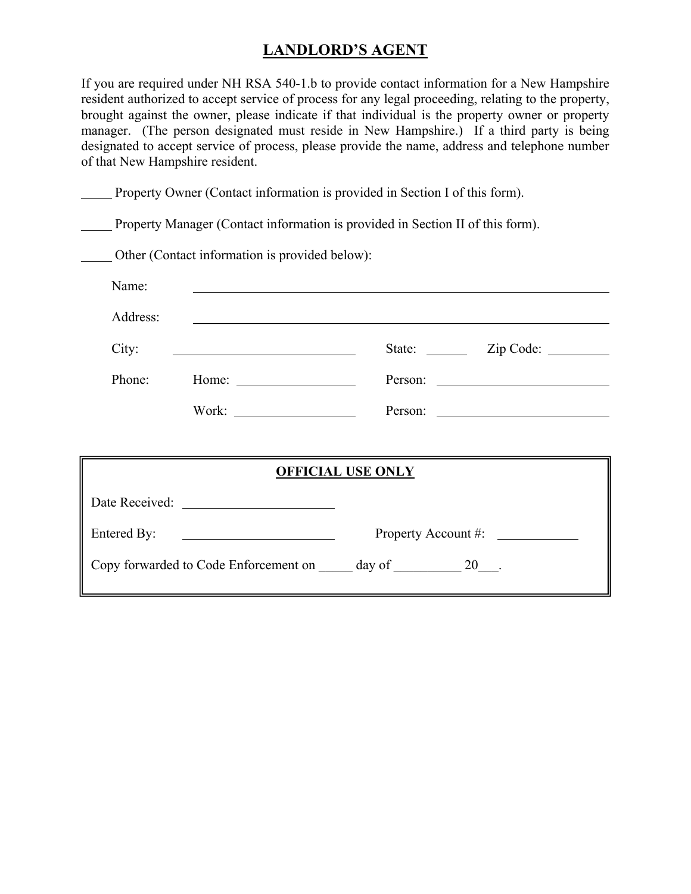# LANDLORD'S AGENT

If you are required under NH RSA 540-1.b to provide contact information for a New Hampshire resident authorized to accept service of process for any legal proceeding, relating to the property, brought against the owner, please indicate if that individual is the property owner or property manager. (The person designated must reside in New Hampshire.) If a third party is being designated to accept service of process, please provide the name, address and telephone number of that New Hampshire resident.

_____ Property Owner (Contact information is provided in Section I of this form).

_____ Property Manager (Contact information is provided in Section II of this form).

_____ Other (Contact information is provided below):

Name: ______________________________________________

Address: ______________________________________________

City: ____________________ State: ______ Zip Code: __________

Phone: Home: ______________ Person: ____________________

Work: ______________ Person: ____________________

**OFFICIAL USE ONLY**

Date Received: ____________________

Entered By: ____________________ Property Account #: ____________

Copy forwarded to Code Enforcement on _____ day of __________ 20___.